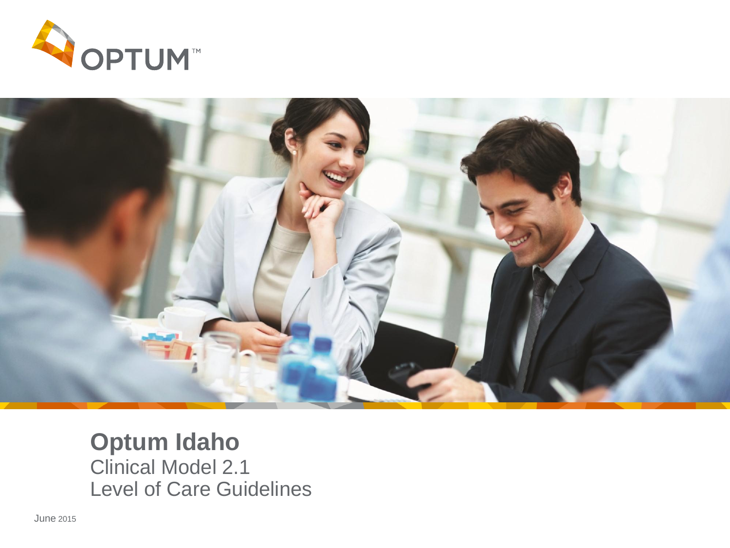OPTUM™

# Optum Idaho

Clinical Model 2.1

Level of Care Guidelines

June 2015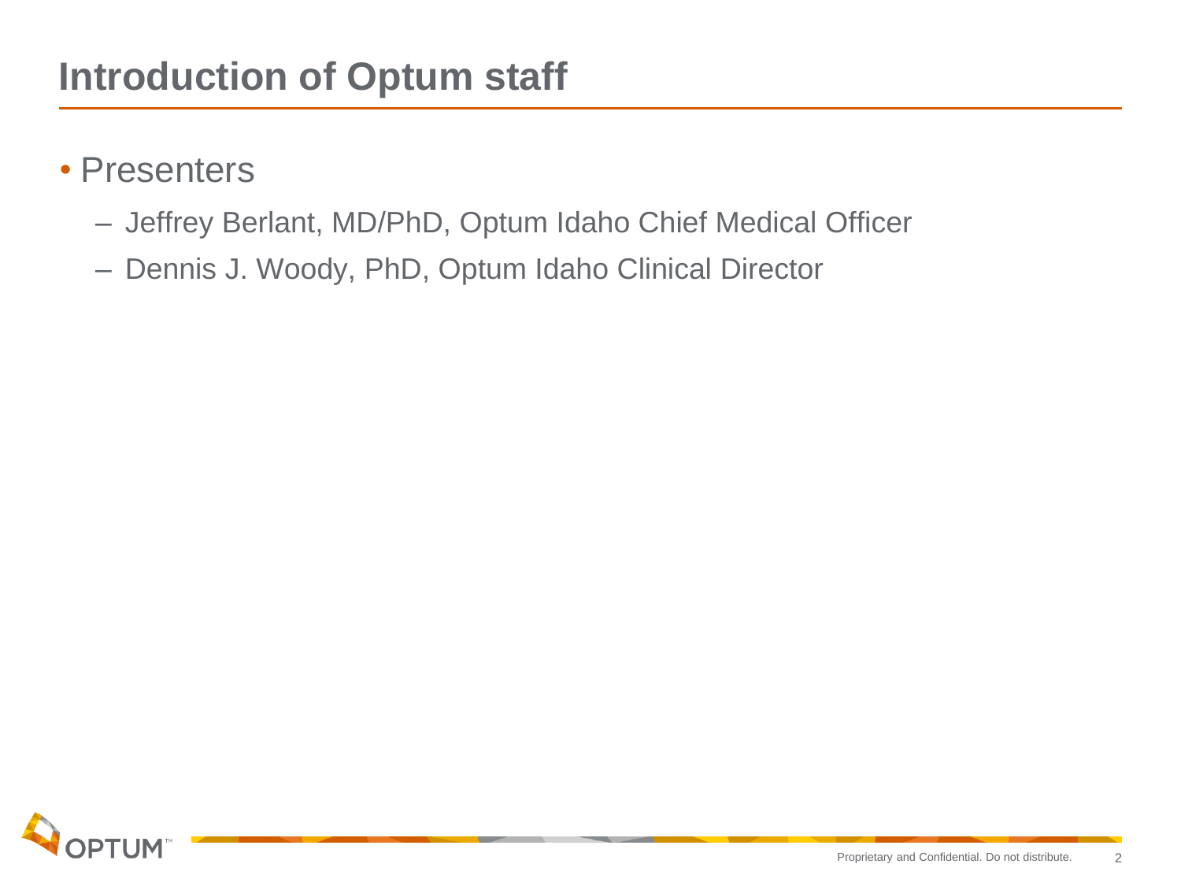# Introduction of Optum staff

- Presenters
  - Jeffrey Berlant, MD/PhD, Optum Idaho Chief Medical Officer
  - Dennis J. Woody, PhD, Optum Idaho Clinical Director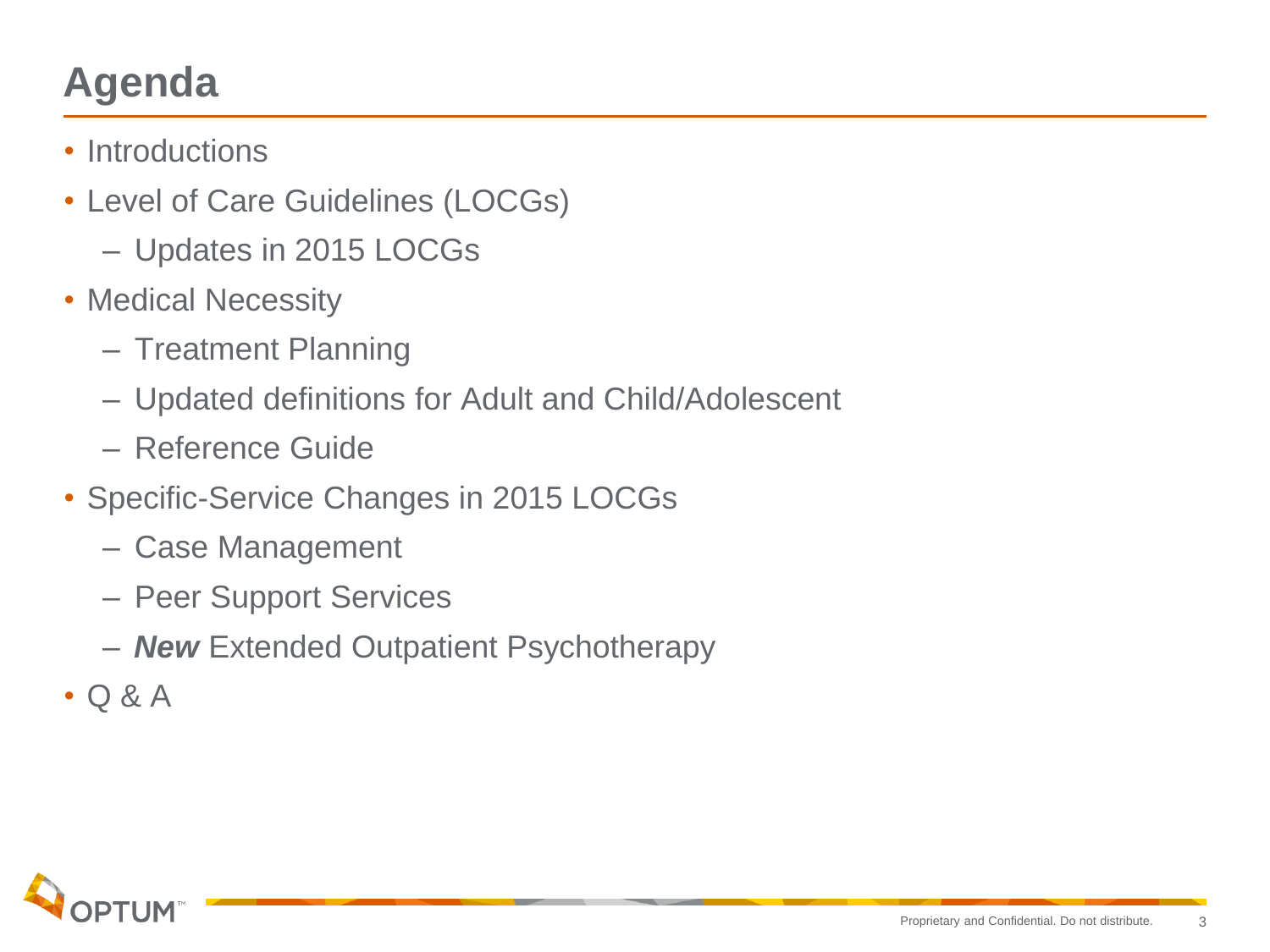# Agenda

- Introductions
- Level of Care Guidelines (LOCGs)
  - Updates in 2015 LOCGs
- Medical Necessity
  - Treatment Planning
  - Updated definitions for Adult and Child/Adolescent
  - Reference Guide
- Specific-Service Changes in 2015 LOCGs
  - Case Management
  - Peer Support Services
  - ***New*** Extended Outpatient Psychotherapy
- Q & A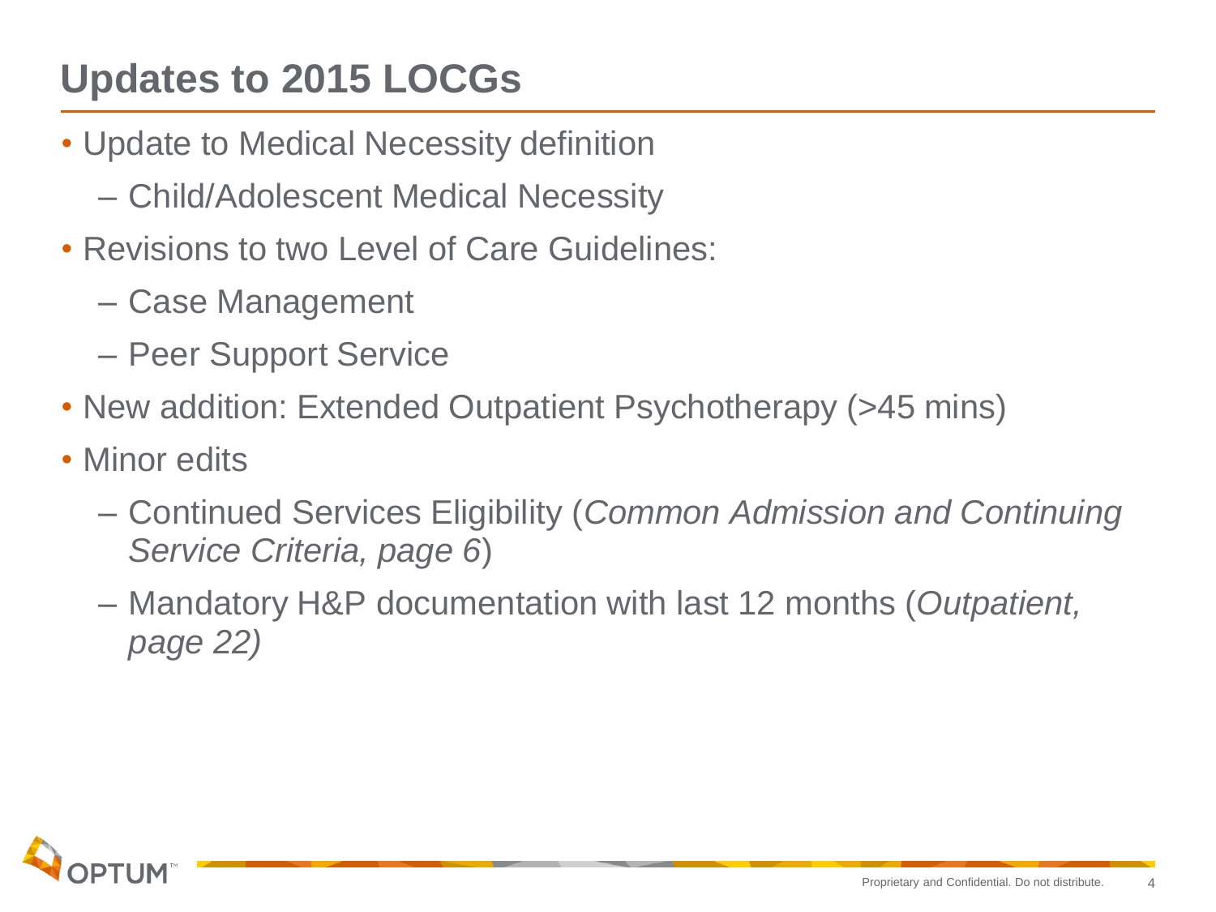# Updates to 2015 LOCGs

- Update to Medical Necessity definition
  - Child/Adolescent Medical Necessity
- Revisions to two Level of Care Guidelines:
  - Case Management
  - Peer Support Service
- New addition: Extended Outpatient Psychotherapy (>45 mins)
- Minor edits
  - Continued Services Eligibility (*Common Admission and Continuing Service Criteria, page 6*)
  - Mandatory H&P documentation with last 12 months (*Outpatient, page 22)*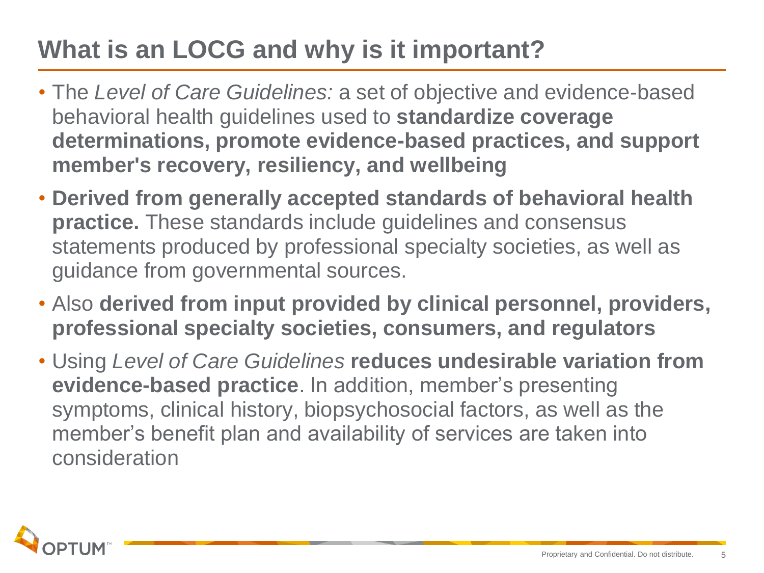# What is an LOCG and why is it important?

- The *Level of Care Guidelines:* a set of objective and evidence-based behavioral health guidelines used to **standardize coverage determinations, promote evidence-based practices, and support member's recovery, resiliency, and wellbeing**
- **Derived from generally accepted standards of behavioral health practice.** These standards include guidelines and consensus statements produced by professional specialty societies, as well as guidance from governmental sources.
- Also **derived from input provided by clinical personnel, providers, professional specialty societies, consumers, and regulators**
- Using *Level of Care Guidelines* **reduces undesirable variation from evidence-based practice**. In addition, member's presenting symptoms, clinical history, biopsychosocial factors, as well as the member's benefit plan and availability of services are taken into consideration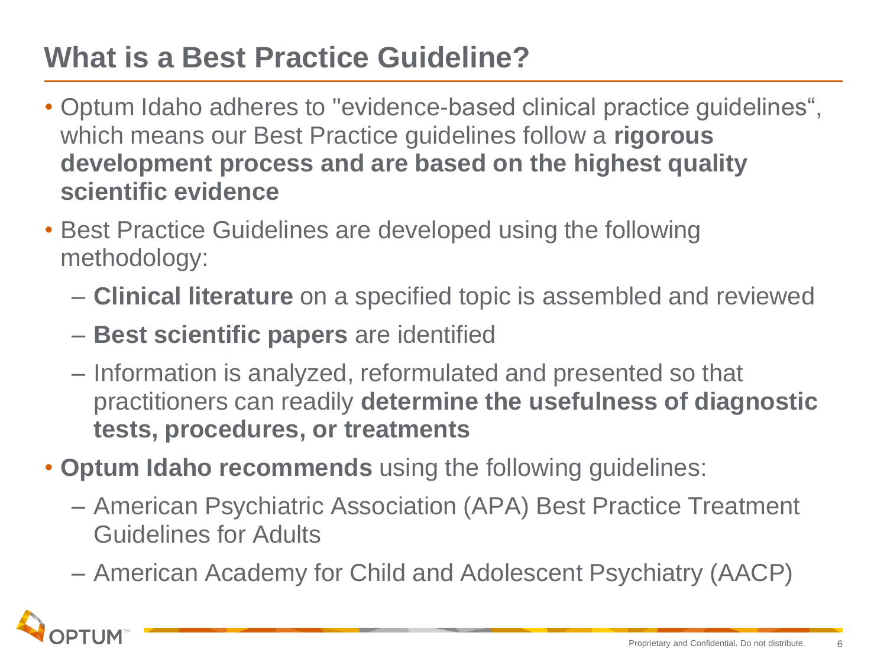# What is a Best Practice Guideline?

- Optum Idaho adheres to "evidence-based clinical practice guidelines“, which means our Best Practice guidelines follow a **rigorous development process and are based on the highest quality scientific evidence**
- Best Practice Guidelines are developed using the following methodology:
  - **Clinical literature** on a specified topic is assembled and reviewed
  - **Best scientific papers** are identified
  - Information is analyzed, reformulated and presented so that practitioners can readily **determine the usefulness of diagnostic tests, procedures, or treatments**
- **Optum Idaho recommends** using the following guidelines:
  - American Psychiatric Association (APA) Best Practice Treatment Guidelines for Adults
  - American Academy for Child and Adolescent Psychiatry (AACP)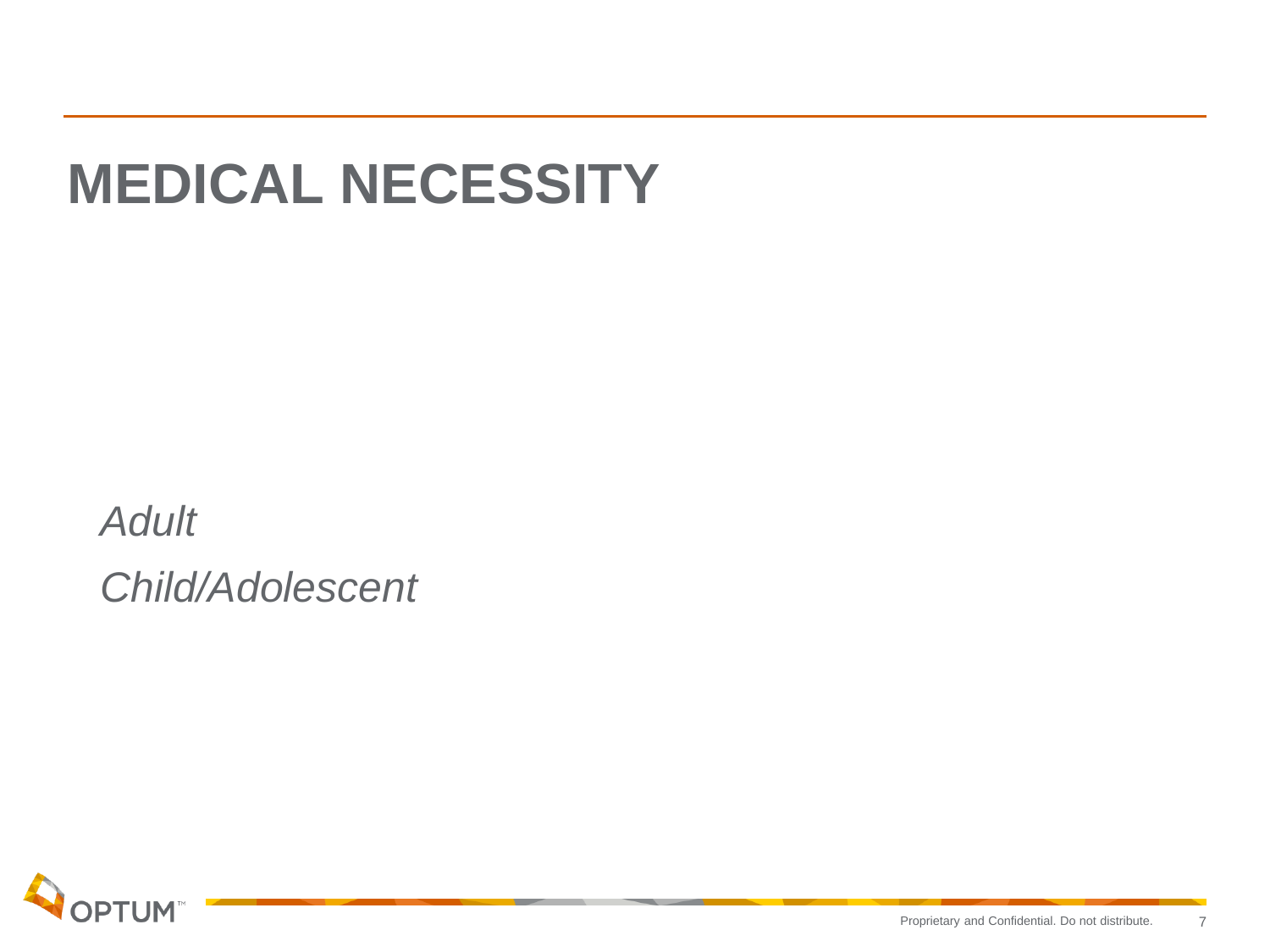# MEDICAL NECESSITY

*Adult*

*Child/Adolescent*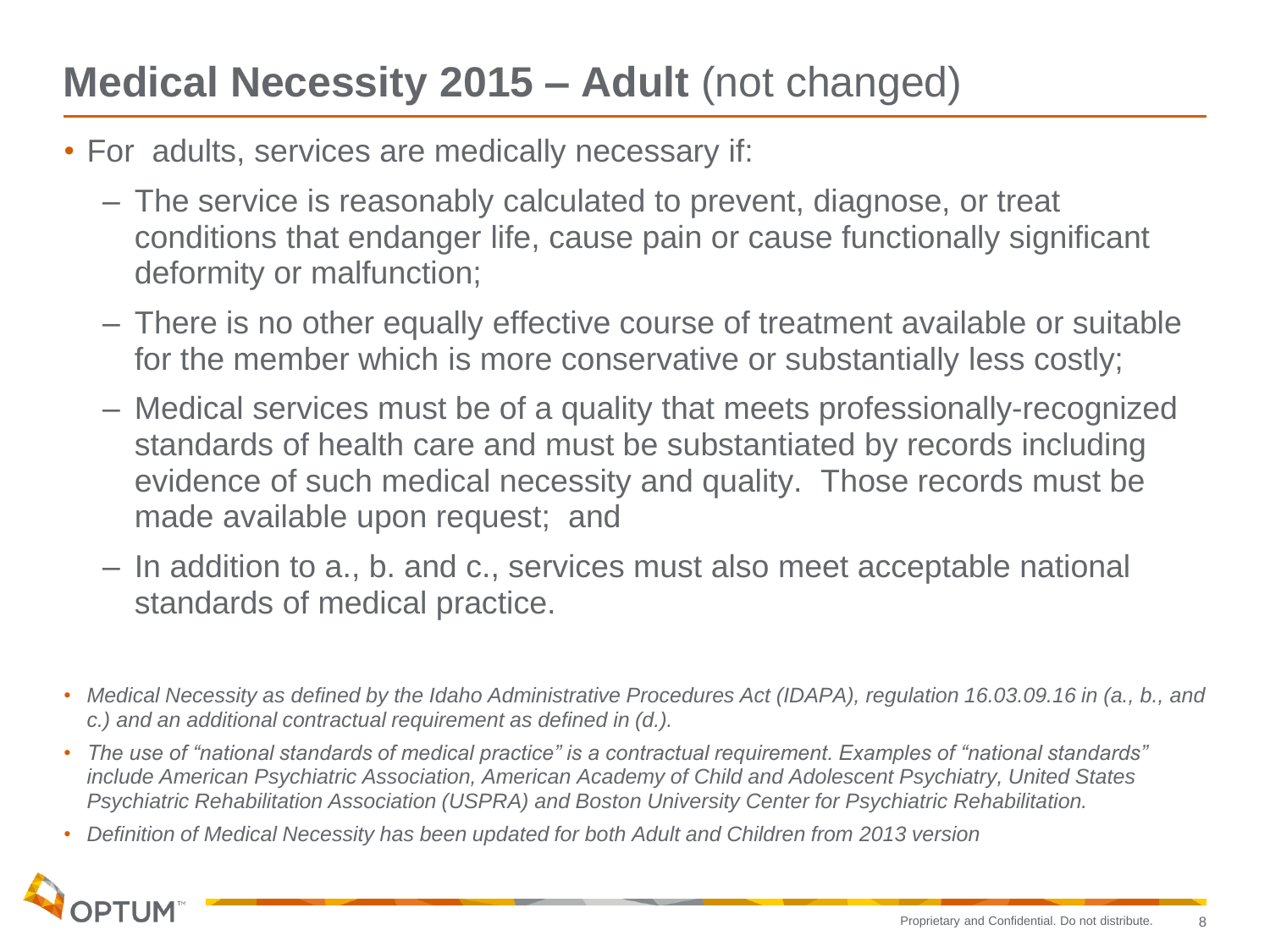# **Medical Necessity 2015 – Adult** (not changed)

- For adults, services are medically necessary if:
  - The service is reasonably calculated to prevent, diagnose, or treat conditions that endanger life, cause pain or cause functionally significant deformity or malfunction;
  - There is no other equally effective course of treatment available or suitable for the member which is more conservative or substantially less costly;
  - Medical services must be of a quality that meets professionally-recognized standards of health care and must be substantiated by records including evidence of such medical necessity and quality. Those records must be made available upon request; and
  - In addition to a., b. and c., services must also meet acceptable national standards of medical practice.

- *Medical Necessity as defined by the Idaho Administrative Procedures Act (IDAPA), regulation 16.03.09.16 in (a., b., and c.) and an additional contractual requirement as defined in (d.).*
- *The use of "national standards of medical practice" is a contractual requirement. Examples of "national standards" include American Psychiatric Association, American Academy of Child and Adolescent Psychiatry, United States Psychiatric Rehabilitation Association (USPRA) and Boston University Center for Psychiatric Rehabilitation.*
- *Definition of Medical Necessity has been updated for both Adult and Children from 2013 version*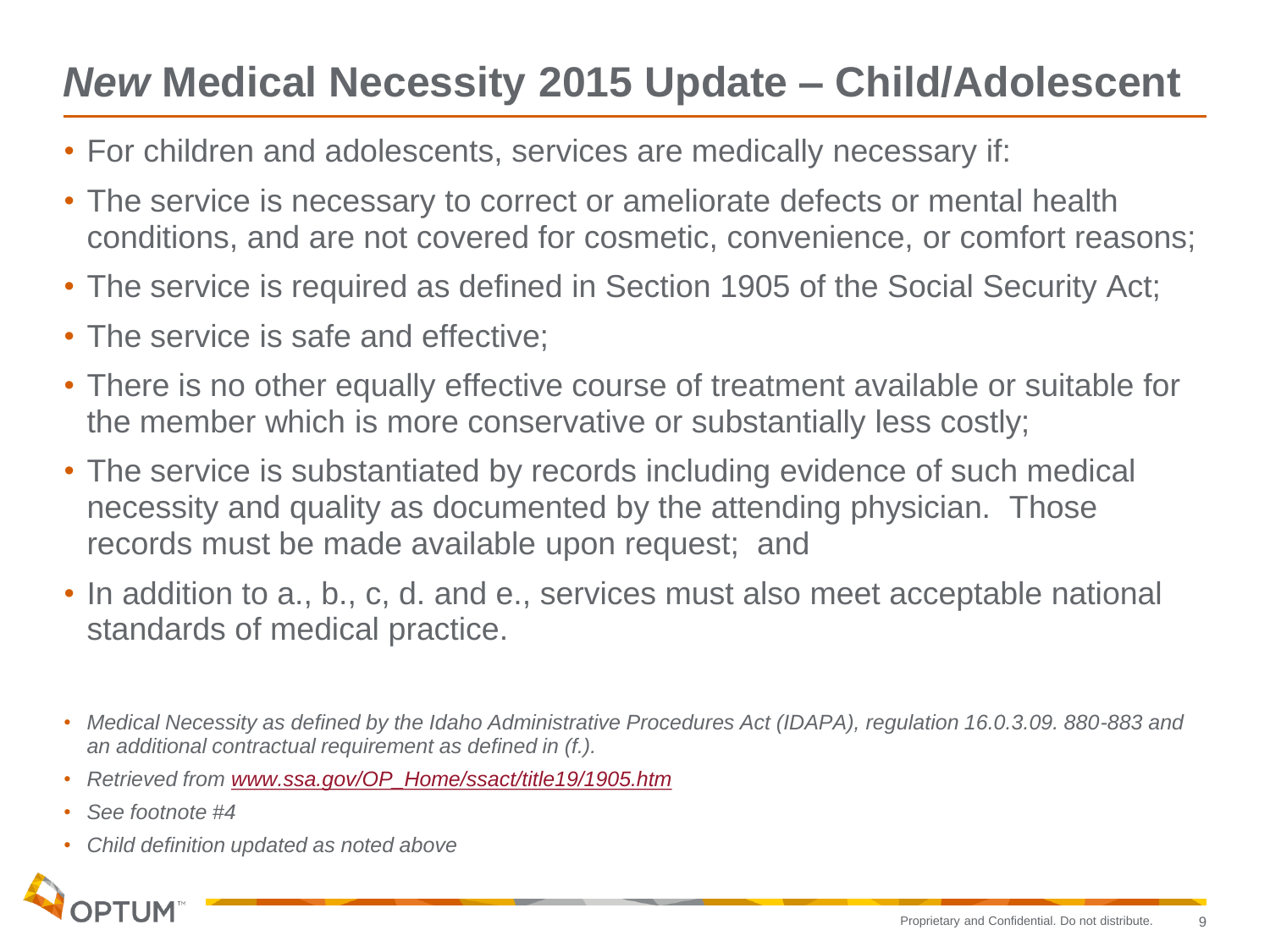# *New* Medical Necessity 2015 Update – Child/Adolescent

- For children and adolescents, services are medically necessary if:
- The service is necessary to correct or ameliorate defects or mental health conditions, and are not covered for cosmetic, convenience, or comfort reasons;
- The service is required as defined in Section 1905 of the Social Security Act;
- The service is safe and effective;
- There is no other equally effective course of treatment available or suitable for the member which is more conservative or substantially less costly;
- The service is substantiated by records including evidence of such medical necessity and quality as documented by the attending physician. Those records must be made available upon request; and
- In addition to a., b., c, d. and e., services must also meet acceptable national standards of medical practice.

- *Medical Necessity as defined by the Idaho Administrative Procedures Act (IDAPA), regulation 16.0.3.09. 880-883 and an additional contractual requirement as defined in (f.).*
- *Retrieved from www.ssa.gov/OP_Home/ssact/title19/1905.htm*
- *See footnote #4*
- *Child definition updated as noted above*

Proprietary and Confidential. Do not distribute.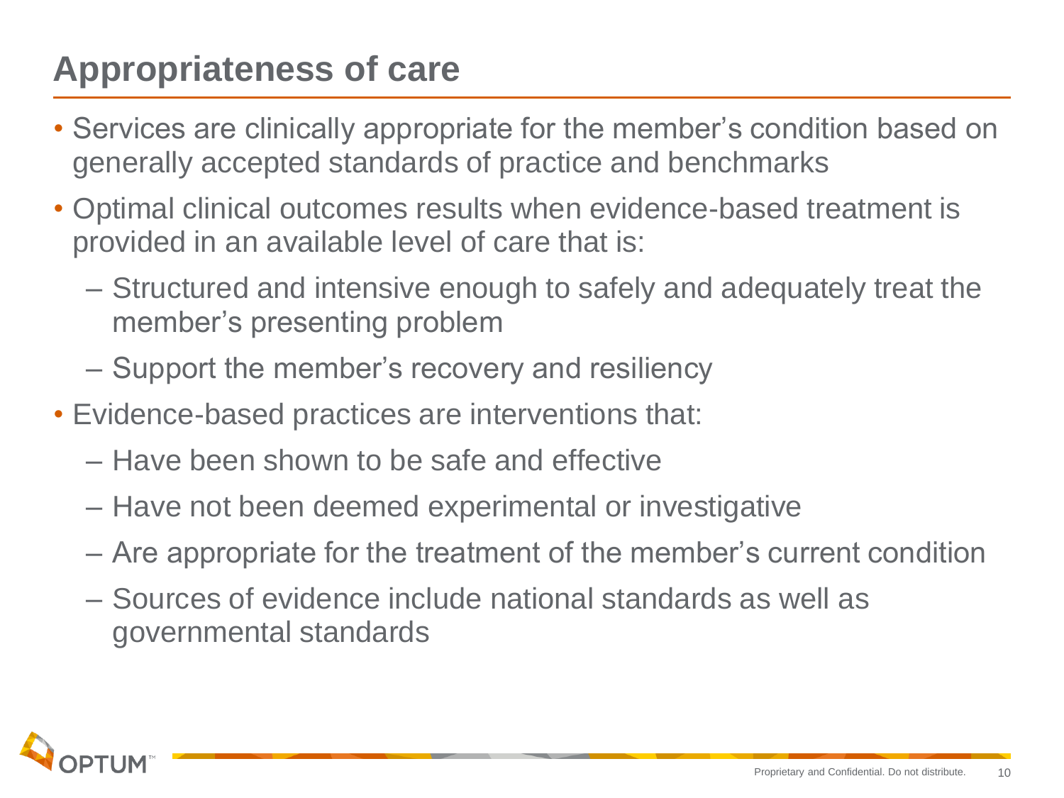# Appropriateness of care

- Services are clinically appropriate for the member's condition based on generally accepted standards of practice and benchmarks
- Optimal clinical outcomes results when evidence-based treatment is provided in an available level of care that is:
  - Structured and intensive enough to safely and adequately treat the member's presenting problem
  - Support the member's recovery and resiliency
- Evidence-based practices are interventions that:
  - Have been shown to be safe and effective
  - Have not been deemed experimental or investigative
  - Are appropriate for the treatment of the member's current condition
  - Sources of evidence include national standards as well as governmental standards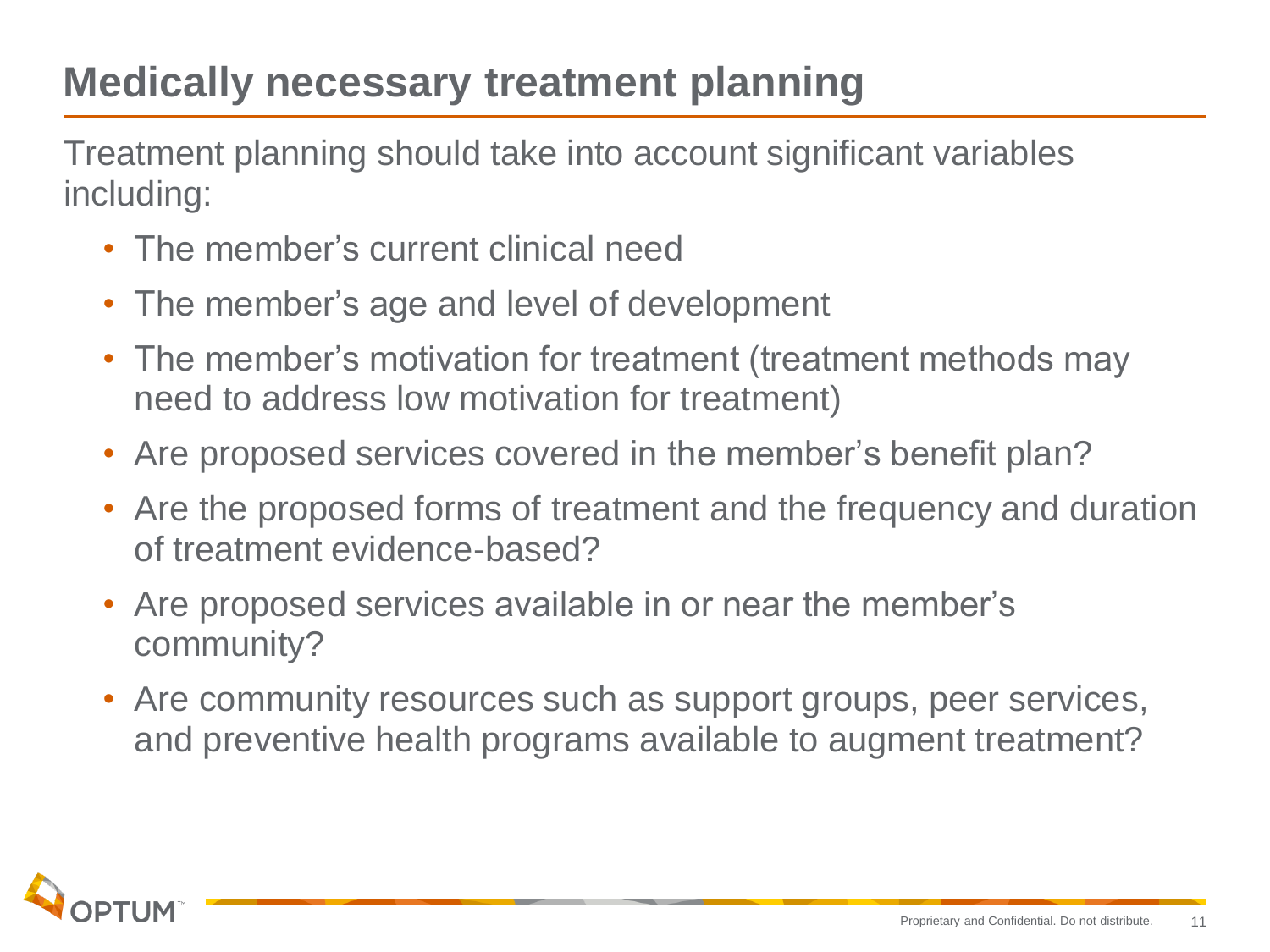# Medically necessary treatment planning

Treatment planning should take into account significant variables including:

- The member's current clinical need
- The member's age and level of development
- The member's motivation for treatment (treatment methods may need to address low motivation for treatment)
- Are proposed services covered in the member's benefit plan?
- Are the proposed forms of treatment and the frequency and duration of treatment evidence-based?
- Are proposed services available in or near the member's community?
- Are community resources such as support groups, peer services, and preventive health programs available to augment treatment?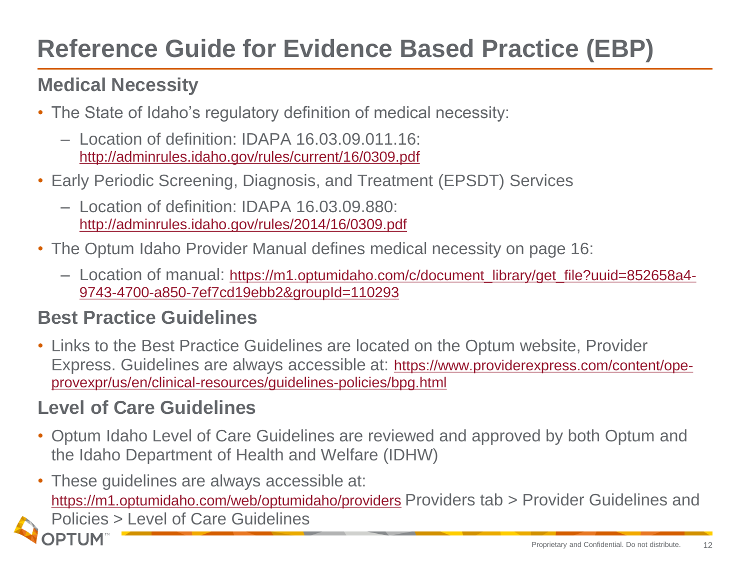# Reference Guide for Evidence Based Practice (EBP)

## Medical Necessity

- The State of Idaho's regulatory definition of medical necessity:
  - Location of definition: IDAPA 16.03.09.011.16: http://adminrules.idaho.gov/rules/current/16/0309.pdf
- Early Periodic Screening, Diagnosis, and Treatment (EPSDT) Services
  - Location of definition: IDAPA 16.03.09.880: http://adminrules.idaho.gov/rules/2014/16/0309.pdf
- The Optum Idaho Provider Manual defines medical necessity on page 16:
  - Location of manual: https://m1.optumidaho.com/c/document_library/get_file?uuid=852658a4-9743-4700-a850-7ef7cd19ebb2&groupId=110293

## Best Practice Guidelines

- Links to the Best Practice Guidelines are located on the Optum website, Provider Express. Guidelines are always accessible at: https://www.providerexpress.com/content/ope-provexpr/us/en/clinical-resources/guidelines-policies/bpg.html

## Level of Care Guidelines

- Optum Idaho Level of Care Guidelines are reviewed and approved by both Optum and the Idaho Department of Health and Welfare (IDHW)
- These guidelines are always accessible at: https://m1.optumidaho.com/web/optumidaho/providers Providers tab > Provider Guidelines and Policies > Level of Care Guidelines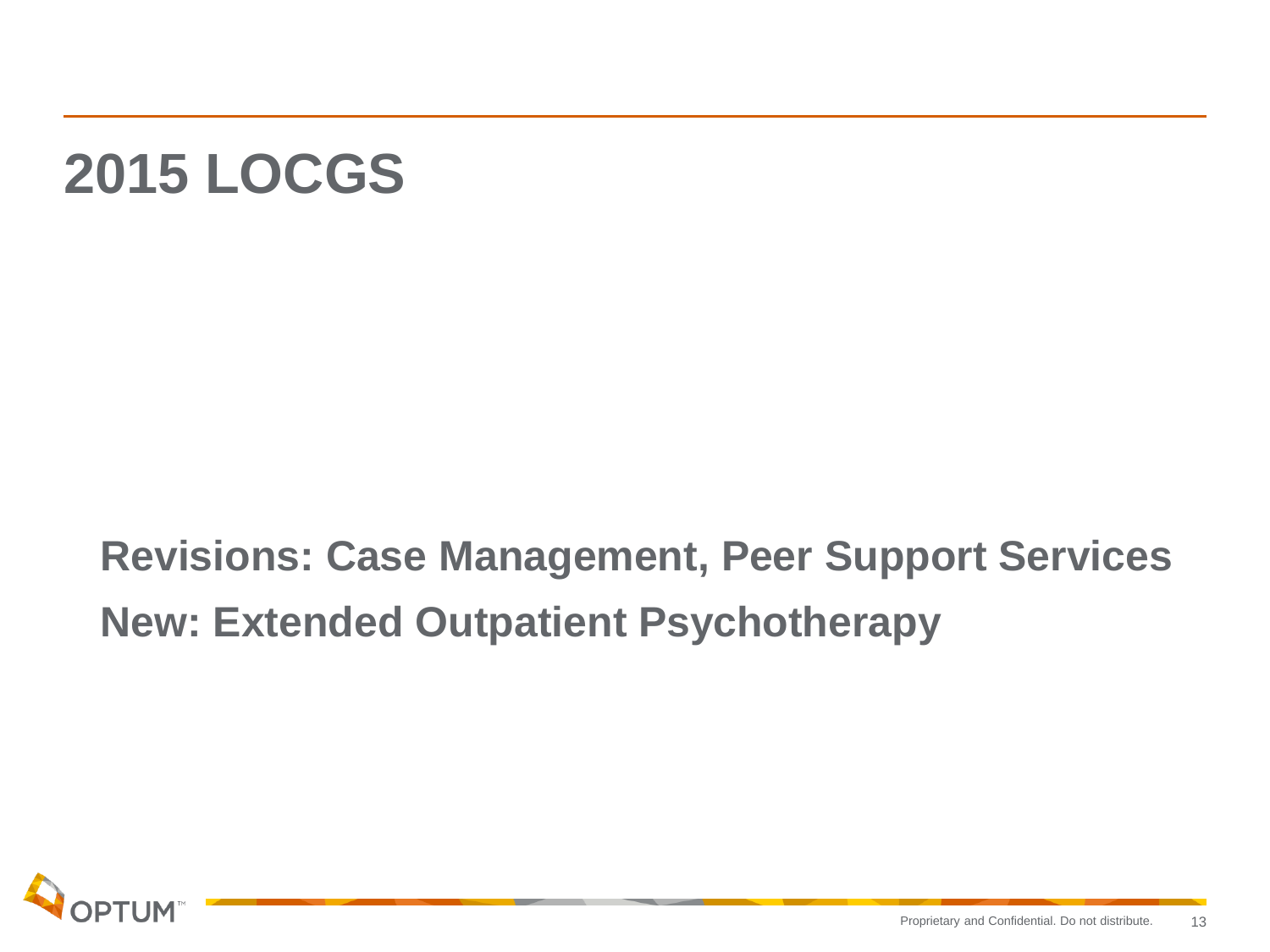# 2015 LOCGS

**Revisions: Case Management, Peer Support Services**

**New: Extended Outpatient Psychotherapy**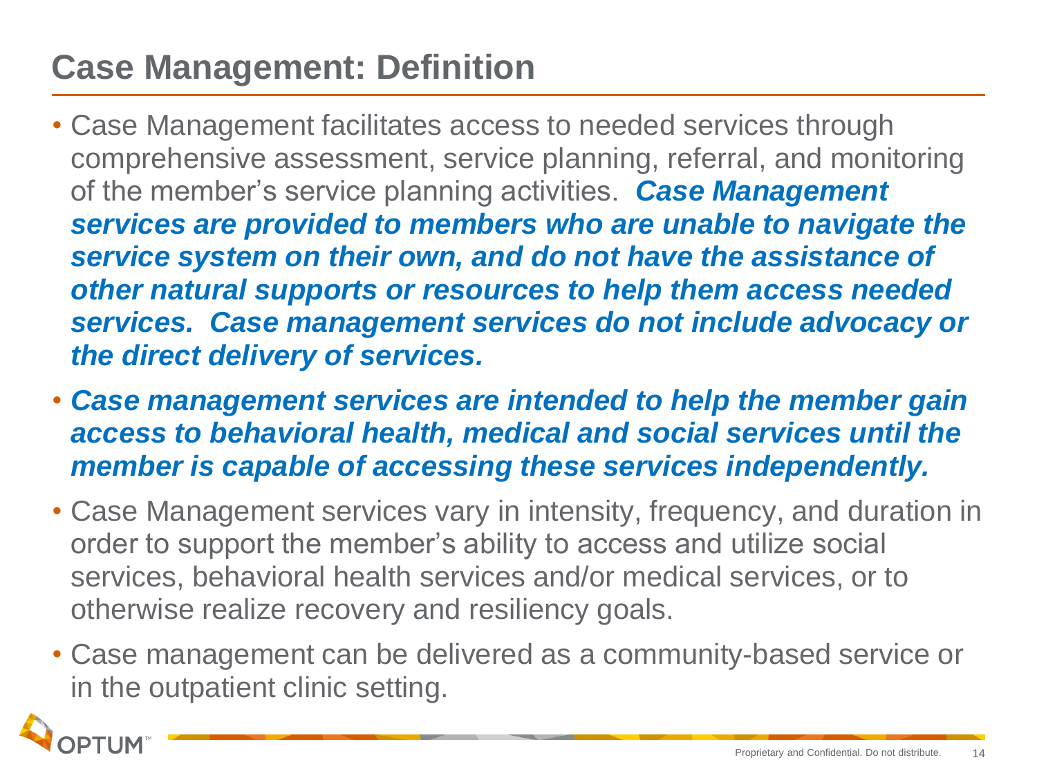# Case Management: Definition

- Case Management facilitates access to needed services through comprehensive assessment, service planning, referral, and monitoring of the member's service planning activities. ***Case Management services are provided to members who are unable to navigate the service system on their own, and do not have the assistance of other natural supports or resources to help them access needed services. Case management services do not include advocacy or the direct delivery of services.***
- ***Case management services are intended to help the member gain access to behavioral health, medical and social services until the member is capable of accessing these services independently.***
- Case Management services vary in intensity, frequency, and duration in order to support the member's ability to access and utilize social services, behavioral health services and/or medical services, or to otherwise realize recovery and resiliency goals.
- Case management can be delivered as a community-based service or in the outpatient clinic setting.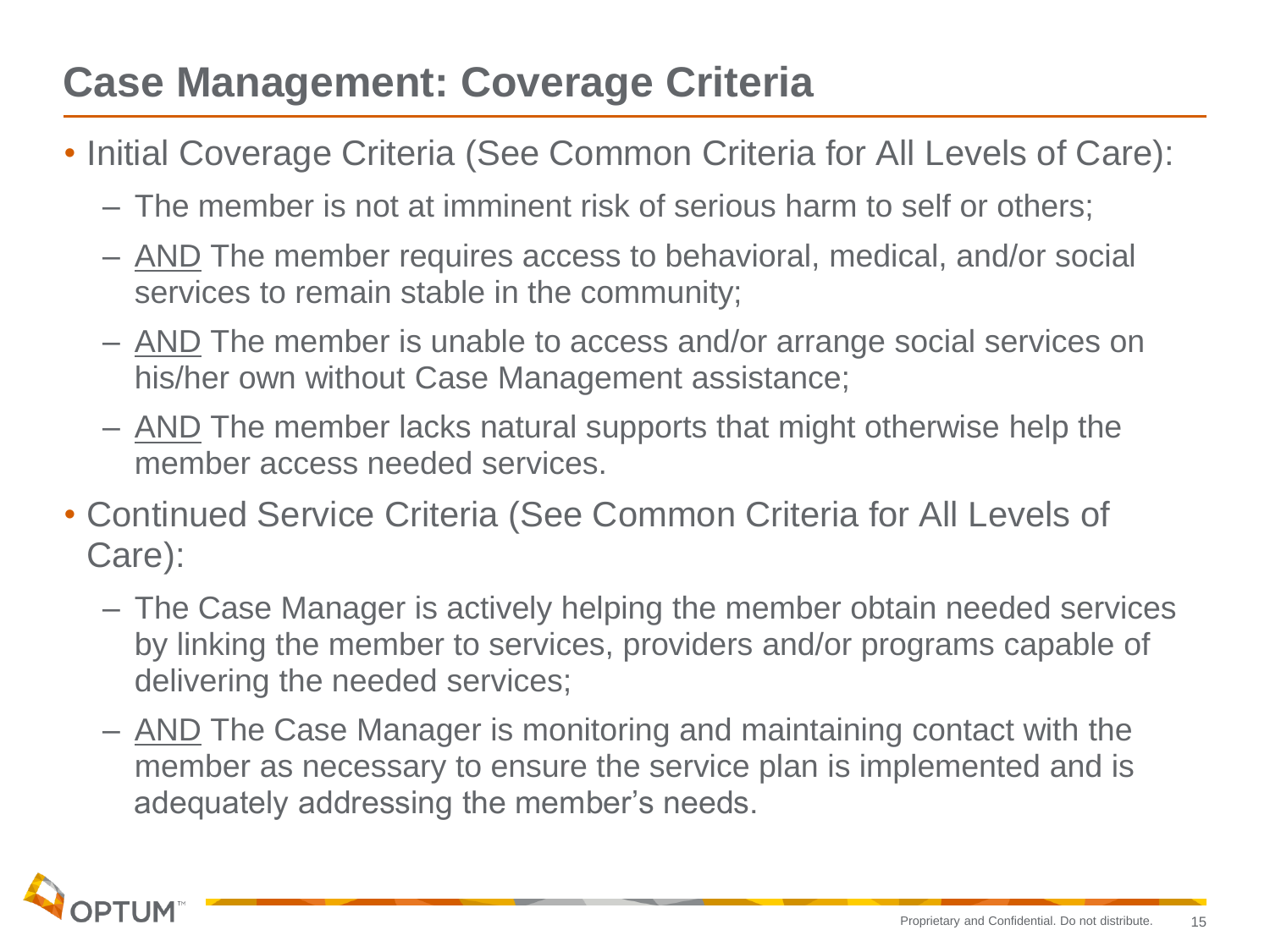# Case Management: Coverage Criteria

- Initial Coverage Criteria (See Common Criteria for All Levels of Care):
  - The member is not at imminent risk of serious harm to self or others;
  - AND The member requires access to behavioral, medical, and/or social services to remain stable in the community;
  - AND The member is unable to access and/or arrange social services on his/her own without Case Management assistance;
  - AND The member lacks natural supports that might otherwise help the member access needed services.
- Continued Service Criteria (See Common Criteria for All Levels of Care):
  - The Case Manager is actively helping the member obtain needed services by linking the member to services, providers and/or programs capable of delivering the needed services;
  - AND The Case Manager is monitoring and maintaining contact with the member as necessary to ensure the service plan is implemented and is adequately addressing the member's needs.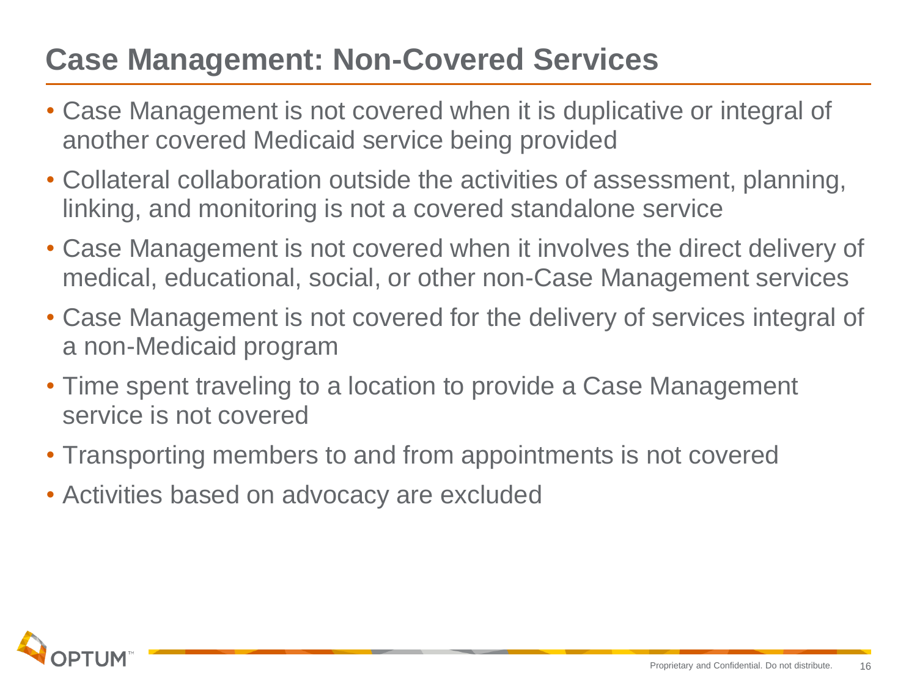# Case Management: Non-Covered Services

- Case Management is not covered when it is duplicative or integral of another covered Medicaid service being provided
- Collateral collaboration outside the activities of assessment, planning, linking, and monitoring is not a covered standalone service
- Case Management is not covered when it involves the direct delivery of medical, educational, social, or other non-Case Management services
- Case Management is not covered for the delivery of services integral of a non-Medicaid program
- Time spent traveling to a location to provide a Case Management service is not covered
- Transporting members to and from appointments is not covered
- Activities based on advocacy are excluded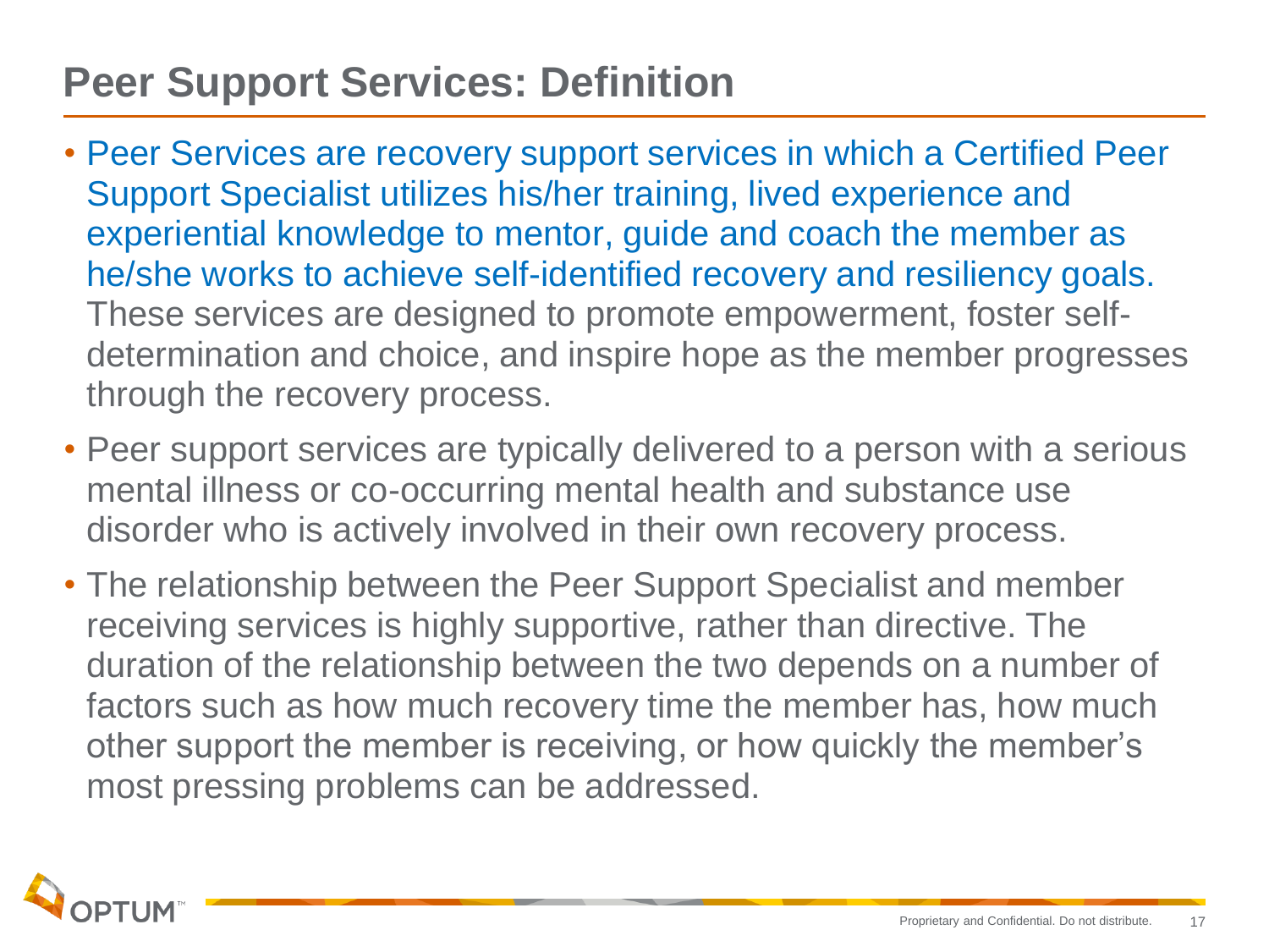# Peer Support Services: Definition

- Peer Services are recovery support services in which a Certified Peer Support Specialist utilizes his/her training, lived experience and experiential knowledge to mentor, guide and coach the member as he/she works to achieve self-identified recovery and resiliency goals. These services are designed to promote empowerment, foster self-determination and choice, and inspire hope as the member progresses through the recovery process.
- Peer support services are typically delivered to a person with a serious mental illness or co-occurring mental health and substance use disorder who is actively involved in their own recovery process.
- The relationship between the Peer Support Specialist and member receiving services is highly supportive, rather than directive. The duration of the relationship between the two depends on a number of factors such as how much recovery time the member has, how much other support the member is receiving, or how quickly the member's most pressing problems can be addressed.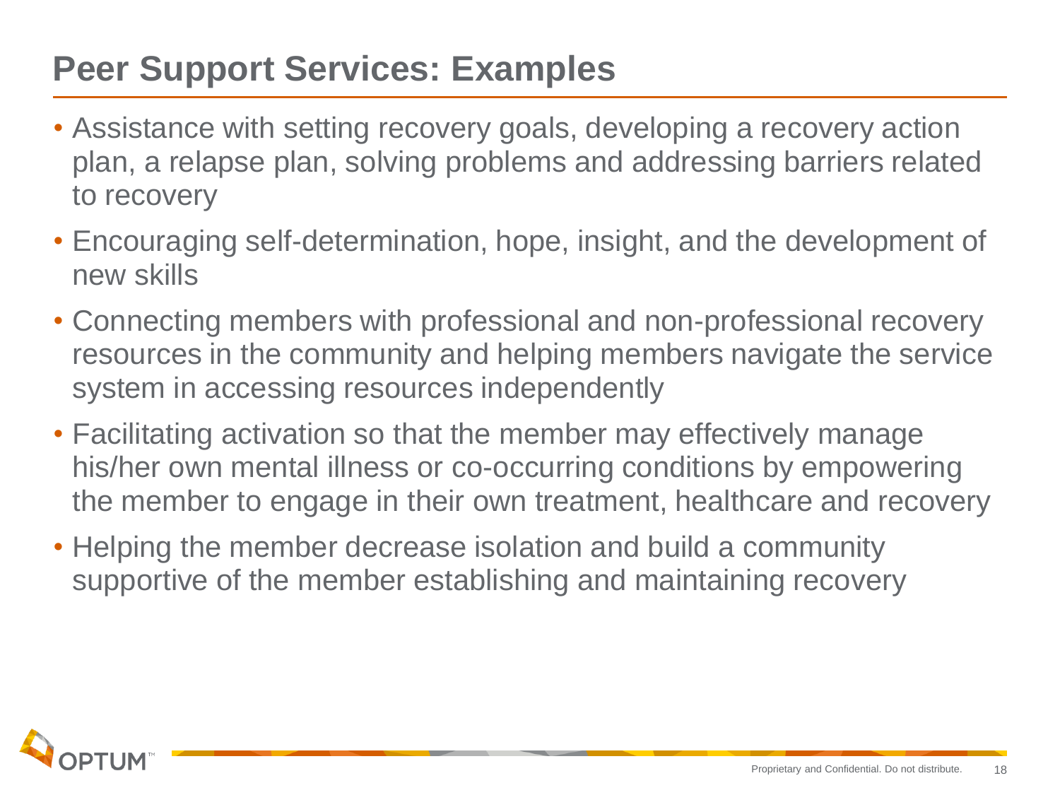# Peer Support Services: Examples

- Assistance with setting recovery goals, developing a recovery action plan, a relapse plan, solving problems and addressing barriers related to recovery
- Encouraging self-determination, hope, insight, and the development of new skills
- Connecting members with professional and non-professional recovery resources in the community and helping members navigate the service system in accessing resources independently
- Facilitating activation so that the member may effectively manage his/her own mental illness or co-occurring conditions by empowering the member to engage in their own treatment, healthcare and recovery
- Helping the member decrease isolation and build a community supportive of the member establishing and maintaining recovery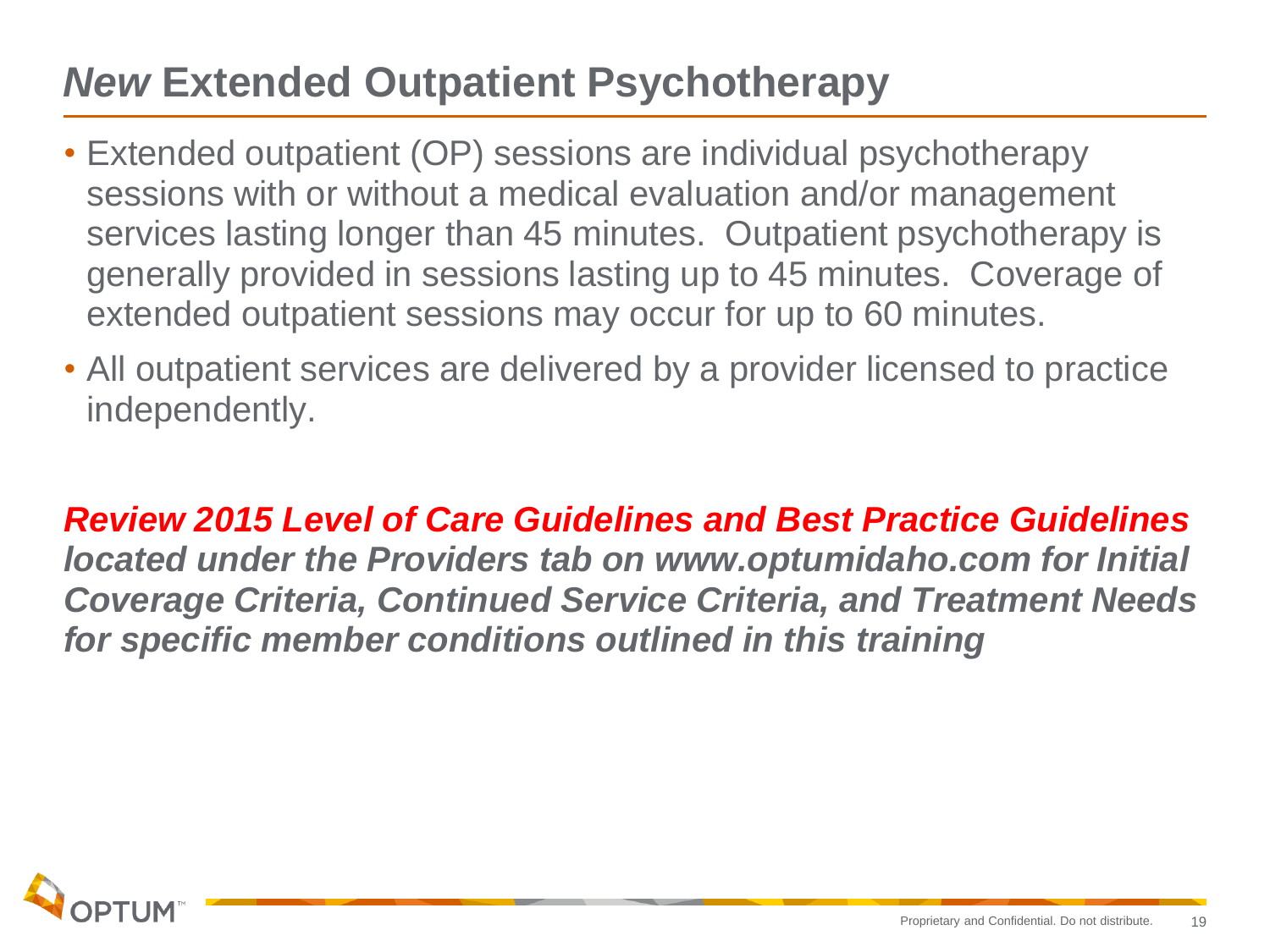# *New* Extended Outpatient Psychotherapy

- Extended outpatient (OP) sessions are individual psychotherapy sessions with or without a medical evaluation and/or management services lasting longer than 45 minutes. Outpatient psychotherapy is generally provided in sessions lasting up to 45 minutes. Coverage of extended outpatient sessions may occur for up to 60 minutes.
- All outpatient services are delivered by a provider licensed to practice independently.

***Review 2015 Level of Care Guidelines and Best Practice Guidelines located under the Providers tab on www.optumidaho.com for Initial Coverage Criteria, Continued Service Criteria, and Treatment Needs for specific member conditions outlined in this training***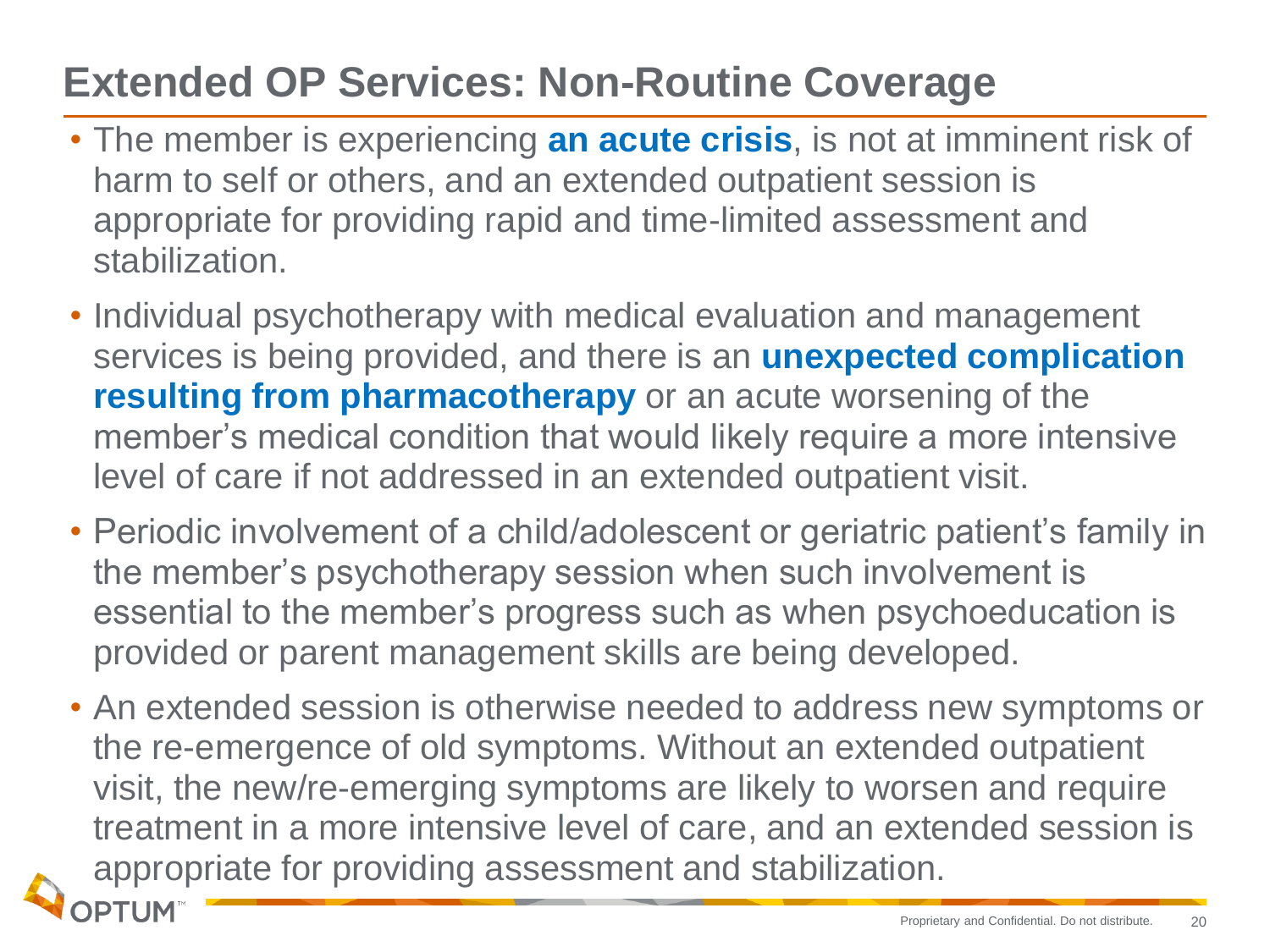# Extended OP Services: Non-Routine Coverage

- The member is experiencing **an acute crisis**, is not at imminent risk of harm to self or others, and an extended outpatient session is appropriate for providing rapid and time-limited assessment and stabilization.
- Individual psychotherapy with medical evaluation and management services is being provided, and there is an **unexpected complication resulting from pharmacotherapy** or an acute worsening of the member's medical condition that would likely require a more intensive level of care if not addressed in an extended outpatient visit.
- Periodic involvement of a child/adolescent or geriatric patient's family in the member's psychotherapy session when such involvement is essential to the member's progress such as when psychoeducation is provided or parent management skills are being developed.
- An extended session is otherwise needed to address new symptoms or the re-emergence of old symptoms. Without an extended outpatient visit, the new/re-emerging symptoms are likely to worsen and require treatment in a more intensive level of care, and an extended session is appropriate for providing assessment and stabilization.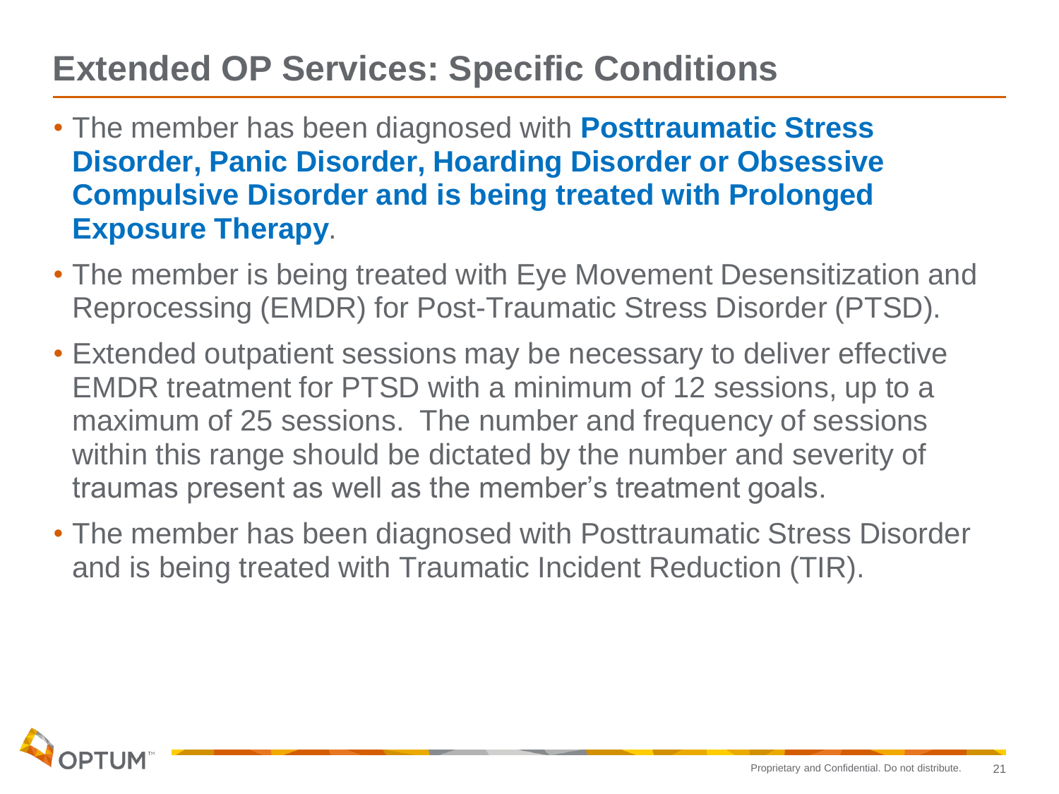# Extended OP Services: Specific Conditions

- The member has been diagnosed with **Posttraumatic Stress Disorder, Panic Disorder, Hoarding Disorder or Obsessive Compulsive Disorder and is being treated with Prolonged Exposure Therapy**.
- The member is being treated with Eye Movement Desensitization and Reprocessing (EMDR) for Post-Traumatic Stress Disorder (PTSD).
- Extended outpatient sessions may be necessary to deliver effective EMDR treatment for PTSD with a minimum of 12 sessions, up to a maximum of 25 sessions. The number and frequency of sessions within this range should be dictated by the number and severity of traumas present as well as the member's treatment goals.
- The member has been diagnosed with Posttraumatic Stress Disorder and is being treated with Traumatic Incident Reduction (TIR).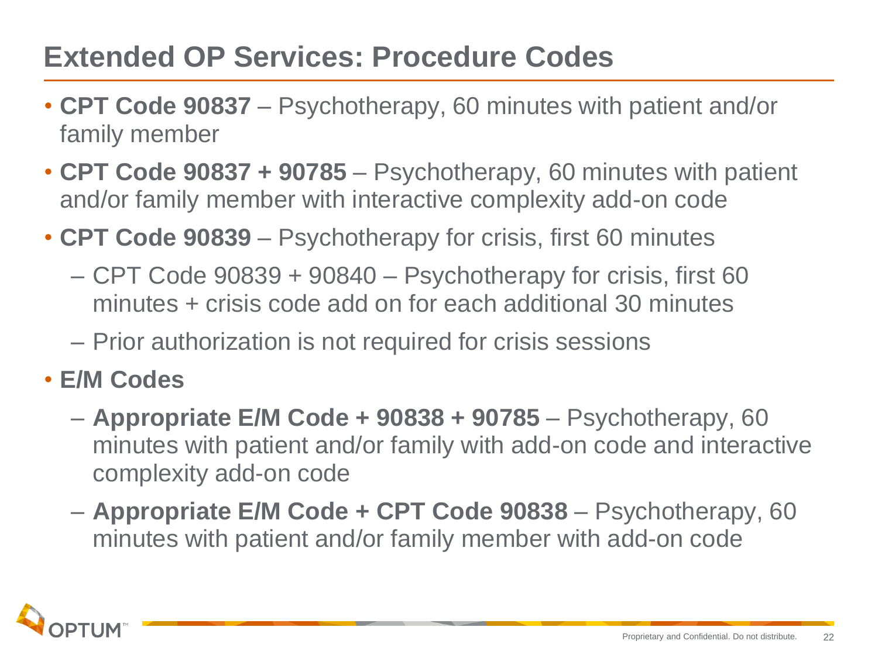# Extended OP Services: Procedure Codes

- **CPT Code 90837** – Psychotherapy, 60 minutes with patient and/or family member
- **CPT Code 90837 + 90785** – Psychotherapy, 60 minutes with patient and/or family member with interactive complexity add-on code
- **CPT Code 90839** – Psychotherapy for crisis, first 60 minutes
  - CPT Code 90839 + 90840 – Psychotherapy for crisis, first 60 minutes + crisis code add on for each additional 30 minutes
  - Prior authorization is not required for crisis sessions
- **E/M Codes**
  - **Appropriate E/M Code + 90838 + 90785** – Psychotherapy, 60 minutes with patient and/or family with add-on code and interactive complexity add-on code
  - **Appropriate E/M Code + CPT Code 90838** – Psychotherapy, 60 minutes with patient and/or family member with add-on code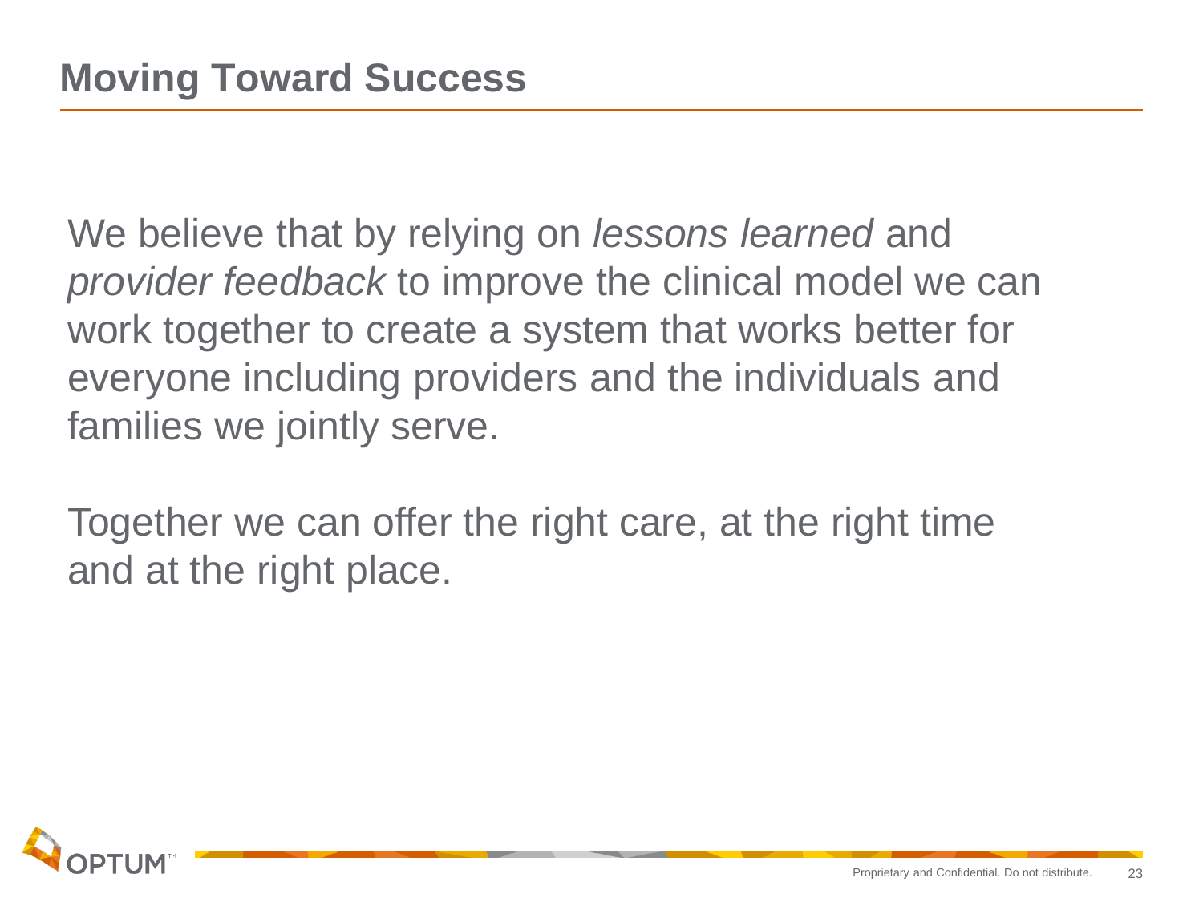# Moving Toward Success

We believe that by relying on *lessons learned* and *provider feedback* to improve the clinical model we can work together to create a system that works better for everyone including providers and the individuals and families we jointly serve.

Together we can offer the right care, at the right time and at the right place.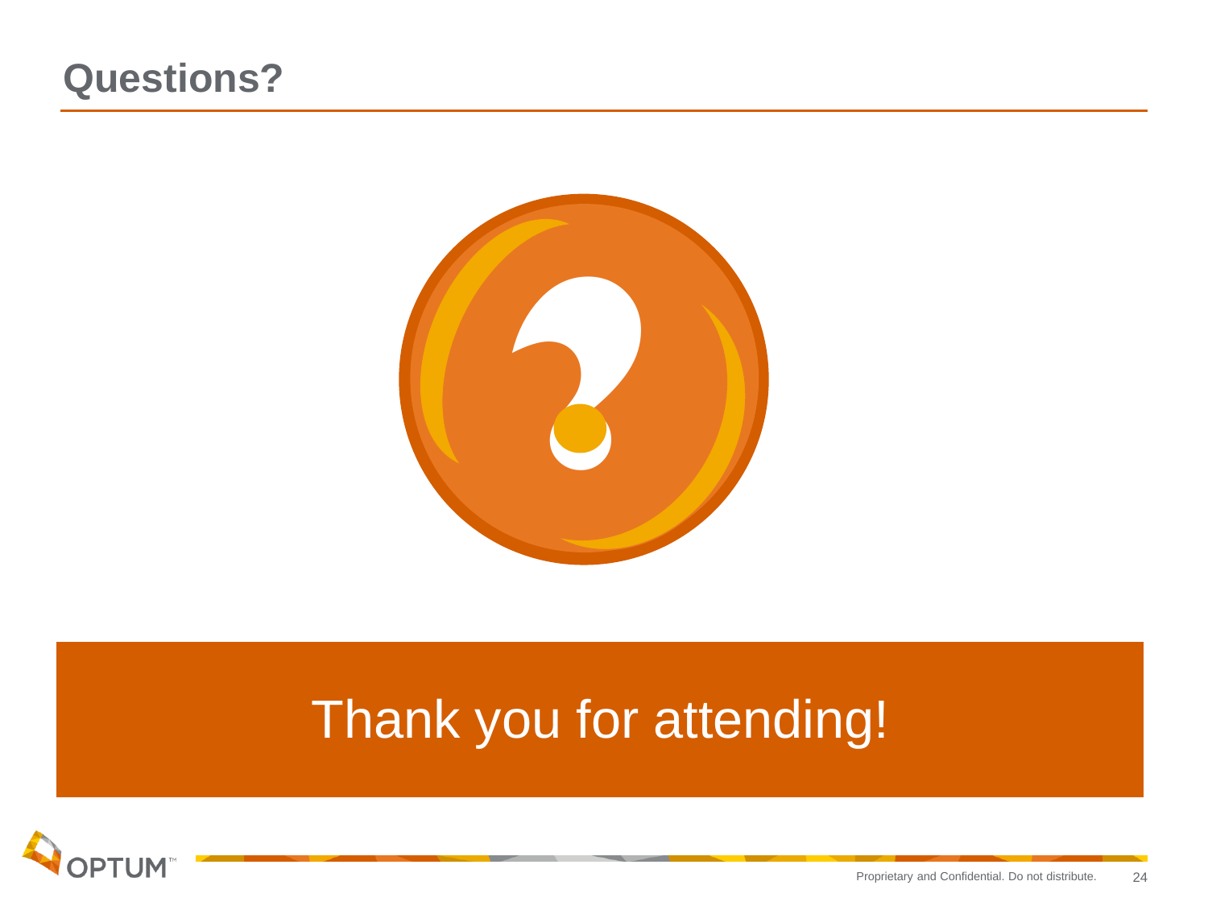# Questions?

Thank you for attending!